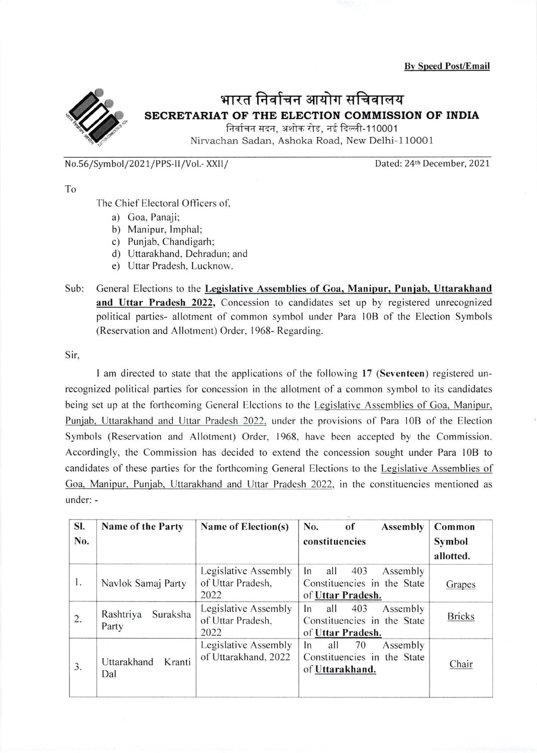**By Speed Post/Email**

# भारत निर्वाचन आयोग सचिवालय

## SECRETARIAT OF THE ELECTION COMMISSION OF INDIA

निर्वाचन सदन, अशोक रोड, नई दिल्ली-110001
Nirvachan Sadan, Ashoka Road, New Delhi-110001

No.56/Symbol/2021/PPS-II/Vol.- XXII/ Dated: 24th December, 2021

To

The Chief Electoral Officers of,

a) Goa, Panaji;
b) Manipur, Imphal;
c) Punjab, Chandigarh;
d) Uttarakhand, Dehradun; and
e) Uttar Pradesh, Lucknow.

Sub: General Elections to the **Legislative Assemblies of Goa, Manipur, Punjab, Uttarakhand and Uttar Pradesh 2022,** Concession to candidates set up by registered unrecognized political parties- allotment of common symbol under Para 10B of the Election Symbols (Reservation and Allotment) Order, 1968- Regarding.

Sir,

I am directed to state that the applications of the following **17 (Seventeen)** registered un-recognized political parties for concession in the allotment of a common symbol to its candidates being set up at the forthcoming General Elections to the Legislative Assemblies of Goa, Manipur, Punjab, Uttarakhand and Uttar Pradesh 2022, under the provisions of Para 10B of the Election Symbols (Reservation and Allotment) Order, 1968, have been accepted by the Commission. Accordingly, the Commission has decided to extend the concession sought under Para 10B to candidates of these parties for the forthcoming General Elections to the Legislative Assemblies of Goa, Manipur, Punjab, Uttarakhand and Uttar Pradesh 2022, in the constituencies mentioned as under: -

| Sl. No. | Name of the Party | Name of Election(s) | No. of Assembly constituencies | Common Symbol allotted. |
|---|---|---|---|---|
| 1. | Navlok Samaj Party | Legislative Assembly of Uttar Pradesh, 2022 | In all 403 Assembly Constituencies in the State of **Uttar Pradesh.** | Grapes |
| 2. | Rashtriya Suraksha Party | Legislative Assembly of Uttar Pradesh, 2022 | In all 403 Assembly Constituencies in the State of **Uttar Pradesh.** | Bricks |
| 3. | Uttarakhand Kranti Dal | Legislative Assembly of Uttarakhand, 2022 | In all 70 Assembly Constituencies in the State of **Uttarakhand.** | Chair |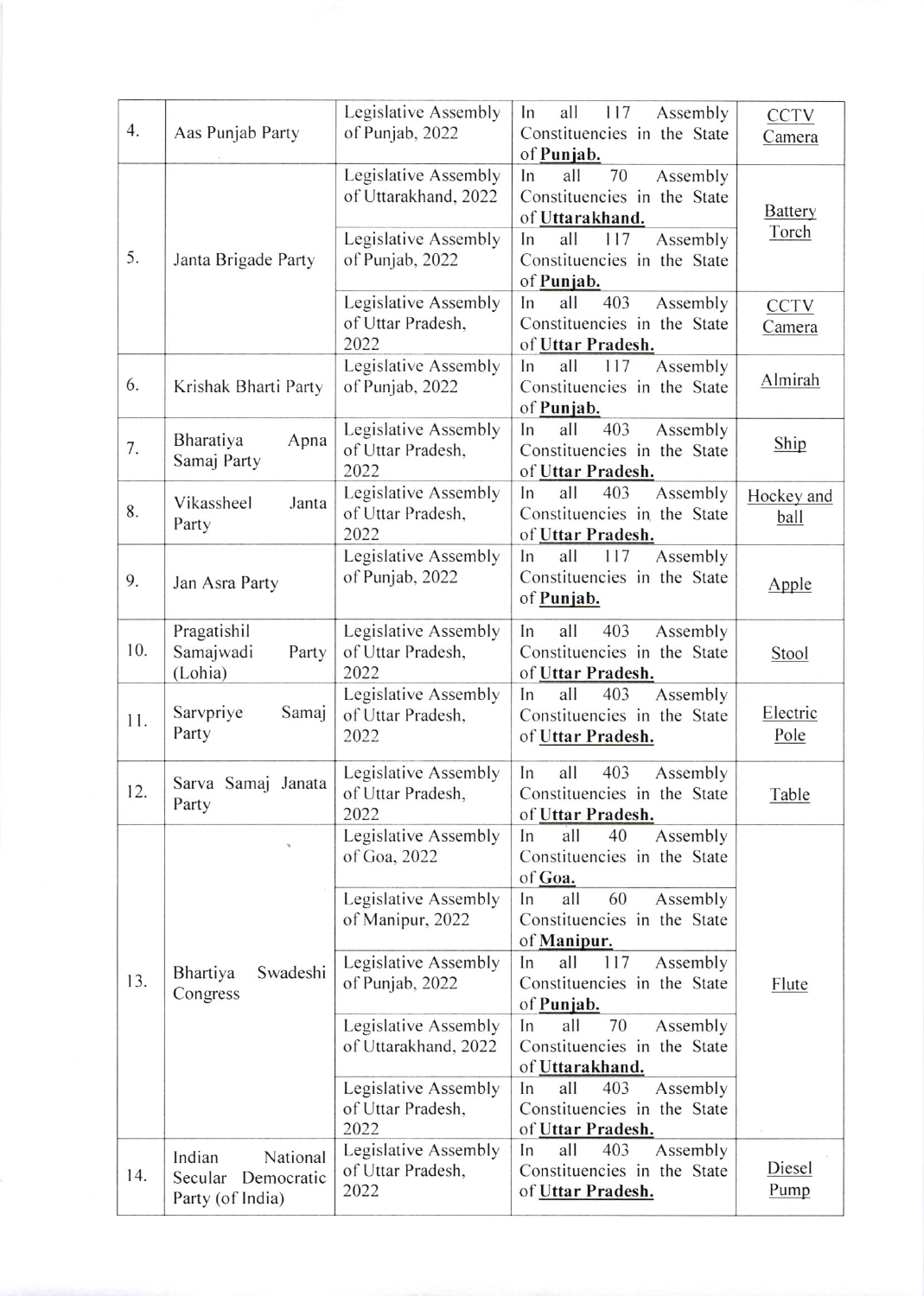| | | | | |
|---|---|---|---|---|
| 4. | Aas Punjab Party | Legislative Assembly of Punjab, 2022 | In all 117 Assembly Constituencies in the State of **Punjab.** | CCTV Camera |
| 5. | Janta Brigade Party | Legislative Assembly of Uttarakhand, 2022 | In all 70 Assembly Constituencies in the State of **Uttarakhand.** | Battery Torch |
| | | Legislative Assembly of Punjab, 2022 | In all 117 Assembly Constituencies in the State of **Punjab.** | |
| | | Legislative Assembly of Uttar Pradesh, 2022 | In all 403 Assembly Constituencies in the State of **Uttar Pradesh.** | CCTV Camera |
| 6. | Krishak Bharti Party | Legislative Assembly of Punjab, 2022 | In all 117 Assembly Constituencies in the State of **Punjab.** | Almirah |
| 7. | Bharatiya Apna Samaj Party | Legislative Assembly of Uttar Pradesh, 2022 | In all 403 Assembly Constituencies in the State of **Uttar Pradesh.** | Ship |
| 8. | Vikassheel Janta Party | Legislative Assembly of Uttar Pradesh, 2022 | In all 403 Assembly Constituencies in the State of **Uttar Pradesh.** | Hockey and ball |
| 9. | Jan Asra Party | Legislative Assembly of Punjab, 2022 | In all 117 Assembly Constituencies in the State of **Punjab.** | Apple |
| 10. | Pragatishil Samajwadi Party (Lohia) | Legislative Assembly of Uttar Pradesh, 2022 | In all 403 Assembly Constituencies in the State of **Uttar Pradesh.** | Stool |
| 11. | Sarvpriye Samaj Party | Legislative Assembly of Uttar Pradesh, 2022 | In all 403 Assembly Constituencies in the State of **Uttar Pradesh.** | Electric Pole |
| 12. | Sarva Samaj Janata Party | Legislative Assembly of Uttar Pradesh, 2022 | In all 403 Assembly Constituencies in the State of **Uttar Pradesh.** | Table |
| 13. | Bhartiya Swadeshi Congress | Legislative Assembly of Goa, 2022 | In all 40 Assembly Constituencies in the State of **Goa.** | Flute |
| | | Legislative Assembly of Manipur, 2022 | In all 60 Assembly Constituencies in the State of **Manipur.** | |
| | | Legislative Assembly of Punjab, 2022 | In all 117 Assembly Constituencies in the State of **Punjab.** | |
| | | Legislative Assembly of Uttarakhand, 2022 | In all 70 Assembly Constituencies in the State of **Uttarakhand.** | |
| | | Legislative Assembly of Uttar Pradesh, 2022 | In all 403 Assembly Constituencies in the State of **Uttar Pradesh.** | |
| 14. | Indian National Secular Democratic Party (of India) | Legislative Assembly of Uttar Pradesh, 2022 | In all 403 Assembly Constituencies in the State of **Uttar Pradesh.** | Diesel Pump |